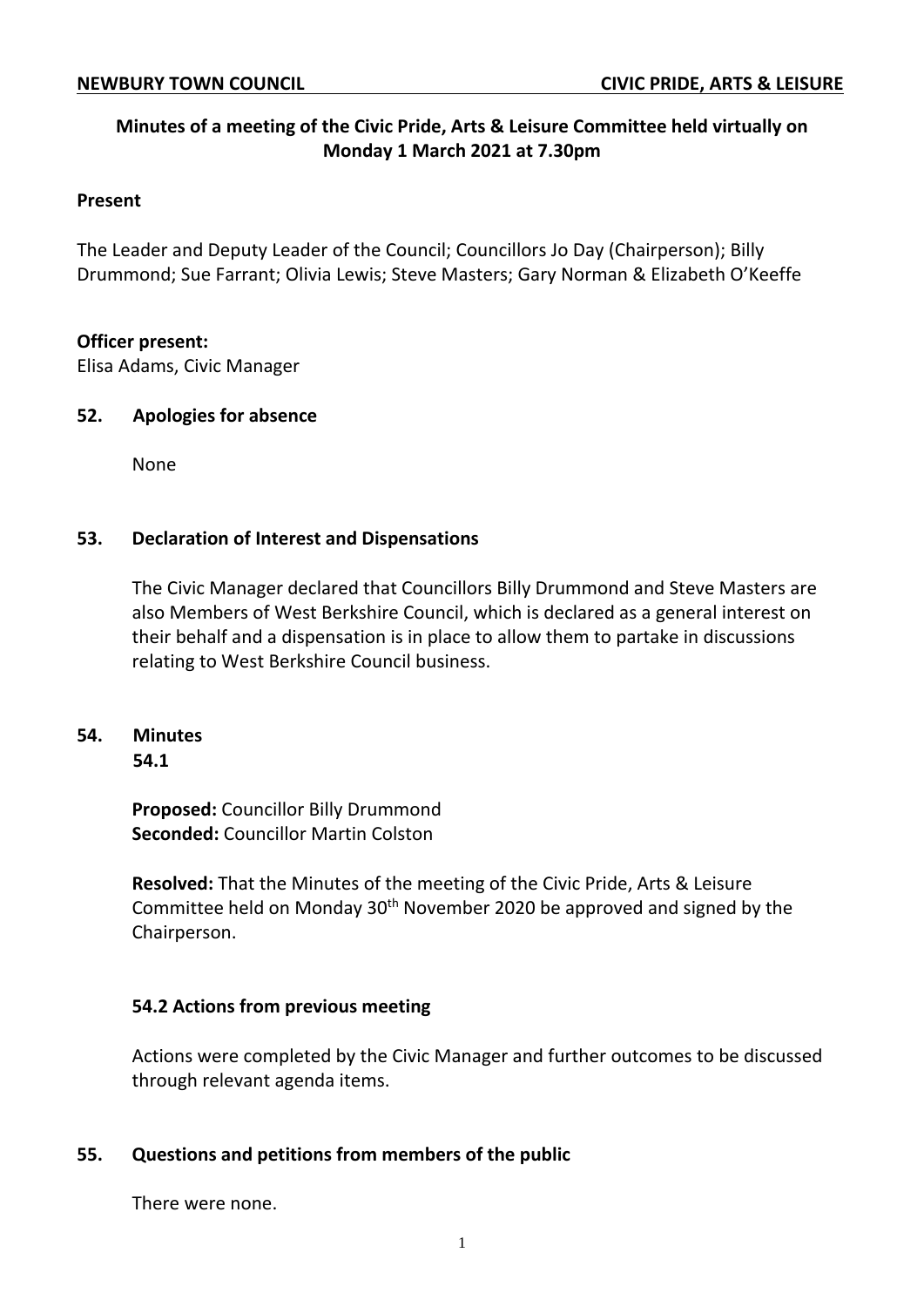**NEWBURY TOWN COUNCIL** **CIVIC PRIDE, ARTS & LEISURE**

## Minutes of a meeting of the Civic Pride, Arts & Leisure Committee held virtually on Monday 1 March 2021 at 7.30pm

### Present

The Leader and Deputy Leader of the Council; Councillors Jo Day (Chairperson); Billy Drummond; Sue Farrant; Olivia Lewis; Steve Masters; Gary Norman & Elizabeth O'Keeffe

**Officer present:**
Elisa Adams, Civic Manager

### 52. Apologies for absence

None

### 53. Declaration of Interest and Dispensations

The Civic Manager declared that Councillors Billy Drummond and Steve Masters are also Members of West Berkshire Council, which is declared as a general interest on their behalf and a dispensation is in place to allow them to partake in discussions relating to West Berkshire Council business.

### 54. Minutes

**54.1**

**Proposed:** Councillor Billy Drummond
**Seconded:** Councillor Martin Colston

**Resolved:** That the Minutes of the meeting of the Civic Pride, Arts & Leisure Committee held on Monday 30th November 2020 be approved and signed by the Chairperson.

**54.2 Actions from previous meeting**

Actions were completed by the Civic Manager and further outcomes to be discussed through relevant agenda items.

### 55. Questions and petitions from members of the public

There were none.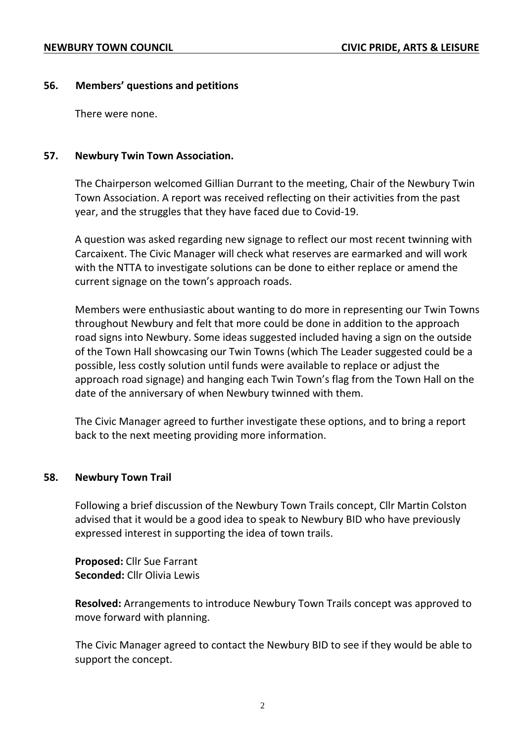### 56. Members' questions and petitions

There were none.

### 57. Newbury Twin Town Association.

The Chairperson welcomed Gillian Durrant to the meeting, Chair of the Newbury Twin Town Association. A report was received reflecting on their activities from the past year, and the struggles that they have faced due to Covid-19.

A question was asked regarding new signage to reflect our most recent twinning with Carcaixent. The Civic Manager will check what reserves are earmarked and will work with the NTTA to investigate solutions can be done to either replace or amend the current signage on the town's approach roads.

Members were enthusiastic about wanting to do more in representing our Twin Towns throughout Newbury and felt that more could be done in addition to the approach road signs into Newbury. Some ideas suggested included having a sign on the outside of the Town Hall showcasing our Twin Towns (which The Leader suggested could be a possible, less costly solution until funds were available to replace or adjust the approach road signage) and hanging each Twin Town's flag from the Town Hall on the date of the anniversary of when Newbury twinned with them.

The Civic Manager agreed to further investigate these options, and to bring a report back to the next meeting providing more information.

### 58. Newbury Town Trail

Following a brief discussion of the Newbury Town Trails concept, Cllr Martin Colston advised that it would be a good idea to speak to Newbury BID who have previously expressed interest in supporting the idea of town trails.

**Proposed:** Cllr Sue Farrant
**Seconded:** Cllr Olivia Lewis

**Resolved:** Arrangements to introduce Newbury Town Trails concept was approved to move forward with planning.

The Civic Manager agreed to contact the Newbury BID to see if they would be able to support the concept.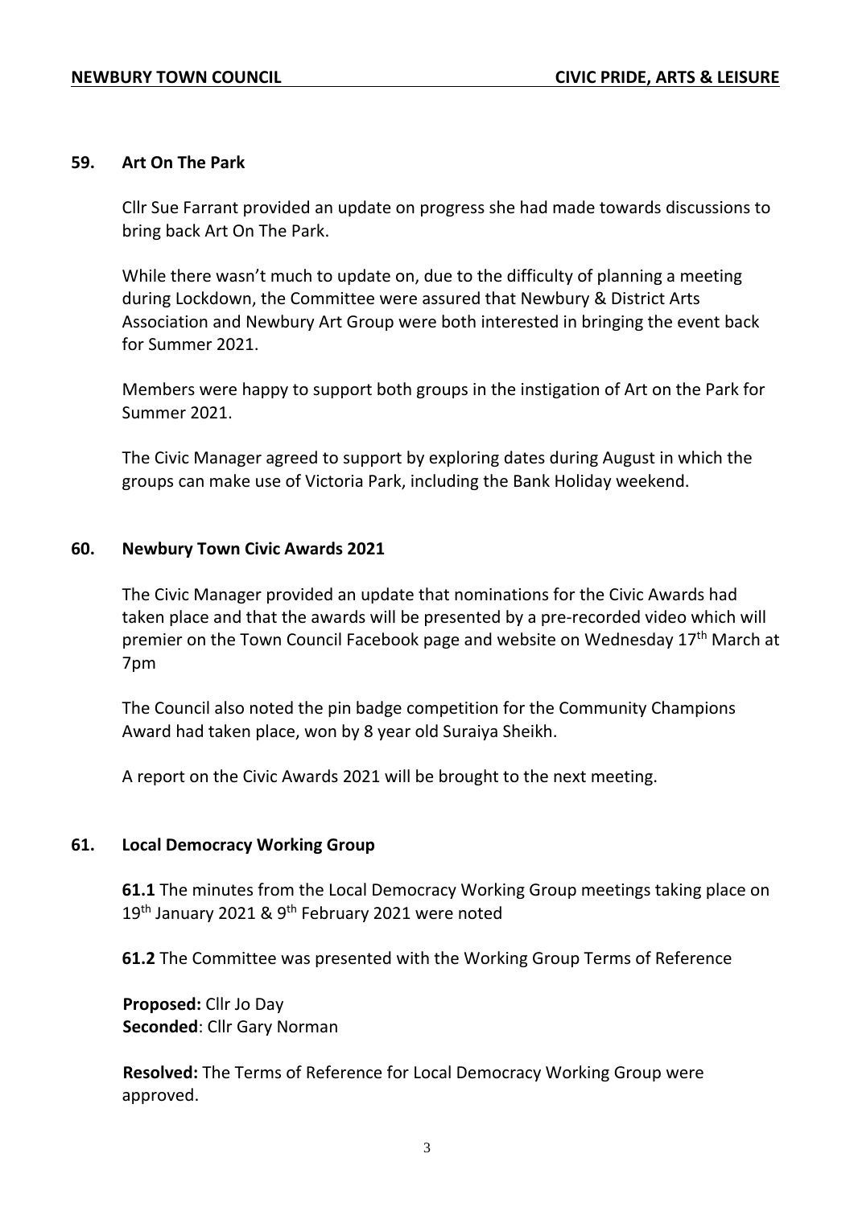## 59. Art On The Park

Cllr Sue Farrant provided an update on progress she had made towards discussions to bring back Art On The Park.

While there wasn't much to update on, due to the difficulty of planning a meeting during Lockdown, the Committee were assured that Newbury & District Arts Association and Newbury Art Group were both interested in bringing the event back for Summer 2021.

Members were happy to support both groups in the instigation of Art on the Park for Summer 2021.

The Civic Manager agreed to support by exploring dates during August in which the groups can make use of Victoria Park, including the Bank Holiday weekend.

## 60. Newbury Town Civic Awards 2021

The Civic Manager provided an update that nominations for the Civic Awards had taken place and that the awards will be presented by a pre-recorded video which will premier on the Town Council Facebook page and website on Wednesday 17th March at 7pm

The Council also noted the pin badge competition for the Community Champions Award had taken place, won by 8 year old Suraiya Sheikh.

A report on the Civic Awards 2021 will be brought to the next meeting.

## 61. Local Democracy Working Group

**61.1** The minutes from the Local Democracy Working Group meetings taking place on 19th January 2021 & 9th February 2021 were noted

**61.2** The Committee was presented with the Working Group Terms of Reference

**Proposed:** Cllr Jo Day
**Seconded**: Cllr Gary Norman

**Resolved:** The Terms of Reference for Local Democracy Working Group were approved.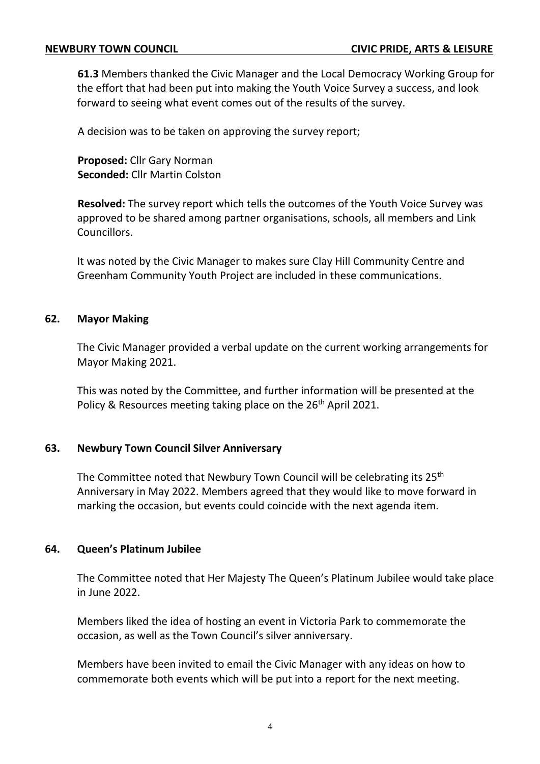**61.3** Members thanked the Civic Manager and the Local Democracy Working Group for the effort that had been put into making the Youth Voice Survey a success, and look forward to seeing what event comes out of the results of the survey.

A decision was to be taken on approving the survey report;

**Proposed:** Cllr Gary Norman
**Seconded:** Cllr Martin Colston

**Resolved:** The survey report which tells the outcomes of the Youth Voice Survey was approved to be shared among partner organisations, schools, all members and Link Councillors.

It was noted by the Civic Manager to makes sure Clay Hill Community Centre and Greenham Community Youth Project are included in these communications.

## 62. Mayor Making

The Civic Manager provided a verbal update on the current working arrangements for Mayor Making 2021.

This was noted by the Committee, and further information will be presented at the Policy & Resources meeting taking place on the 26th April 2021.

## 63. Newbury Town Council Silver Anniversary

The Committee noted that Newbury Town Council will be celebrating its 25th Anniversary in May 2022. Members agreed that they would like to move forward in marking the occasion, but events could coincide with the next agenda item.

## 64. Queen's Platinum Jubilee

The Committee noted that Her Majesty The Queen's Platinum Jubilee would take place in June 2022.

Members liked the idea of hosting an event in Victoria Park to commemorate the occasion, as well as the Town Council's silver anniversary.

Members have been invited to email the Civic Manager with any ideas on how to commemorate both events which will be put into a report for the next meeting.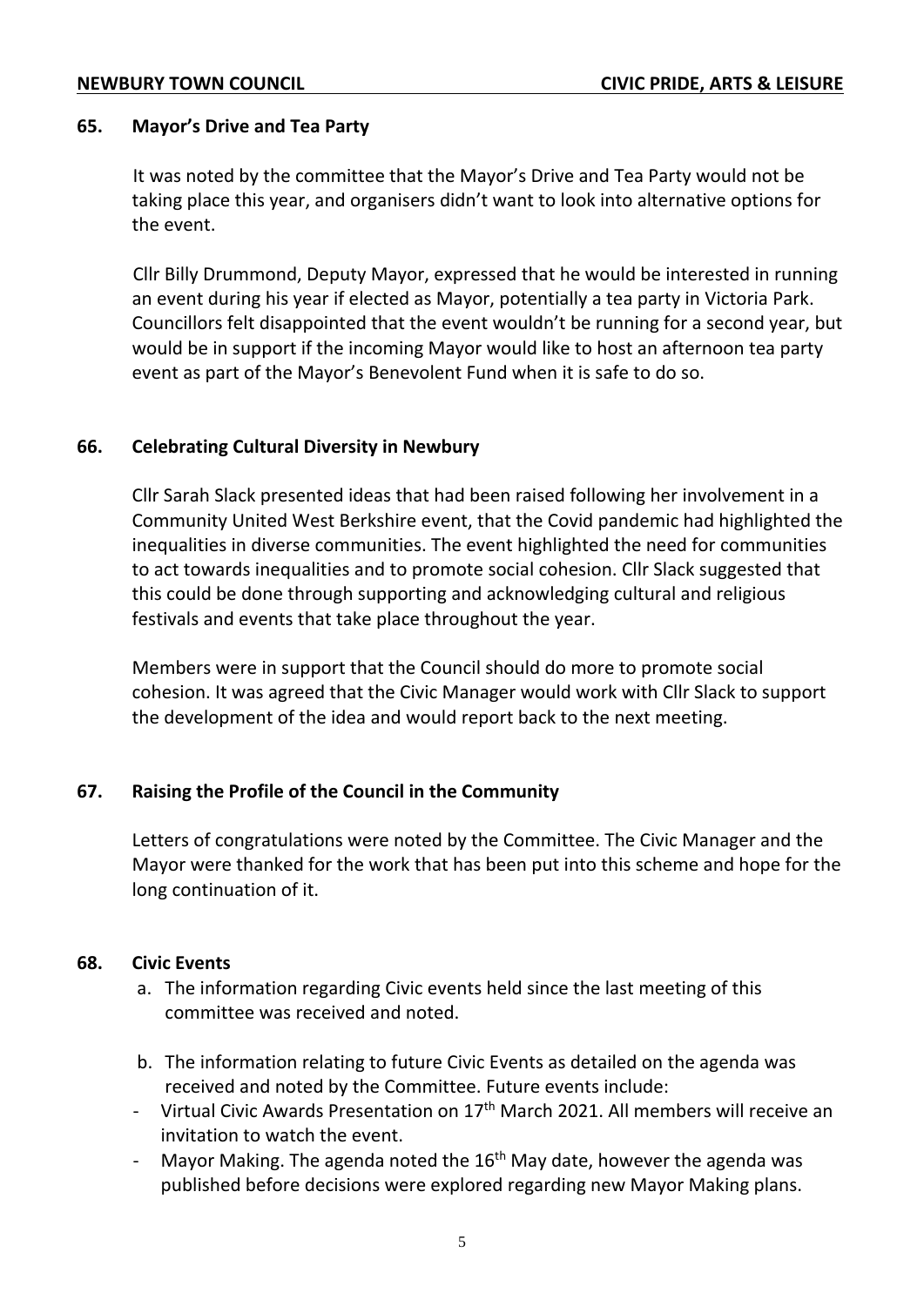### 65. Mayor's Drive and Tea Party

It was noted by the committee that the Mayor's Drive and Tea Party would not be taking place this year, and organisers didn't want to look into alternative options for the event.

Cllr Billy Drummond, Deputy Mayor, expressed that he would be interested in running an event during his year if elected as Mayor, potentially a tea party in Victoria Park. Councillors felt disappointed that the event wouldn't be running for a second year, but would be in support if the incoming Mayor would like to host an afternoon tea party event as part of the Mayor's Benevolent Fund when it is safe to do so.

### 66. Celebrating Cultural Diversity in Newbury

Cllr Sarah Slack presented ideas that had been raised following her involvement in a Community United West Berkshire event, that the Covid pandemic had highlighted the inequalities in diverse communities. The event highlighted the need for communities to act towards inequalities and to promote social cohesion. Cllr Slack suggested that this could be done through supporting and acknowledging cultural and religious festivals and events that take place throughout the year.

Members were in support that the Council should do more to promote social cohesion. It was agreed that the Civic Manager would work with Cllr Slack to support the development of the idea and would report back to the next meeting.

### 67. Raising the Profile of the Council in the Community

Letters of congratulations were noted by the Committee. The Civic Manager and the Mayor were thanked for the work that has been put into this scheme and hope for the long continuation of it.

### 68. Civic Events

a. The information regarding Civic events held since the last meeting of this committee was received and noted.

b. The information relating to future Civic Events as detailed on the agenda was received and noted by the Committee. Future events include:

- Virtual Civic Awards Presentation on 17th March 2021. All members will receive an invitation to watch the event.
- Mayor Making. The agenda noted the 16th May date, however the agenda was published before decisions were explored regarding new Mayor Making plans.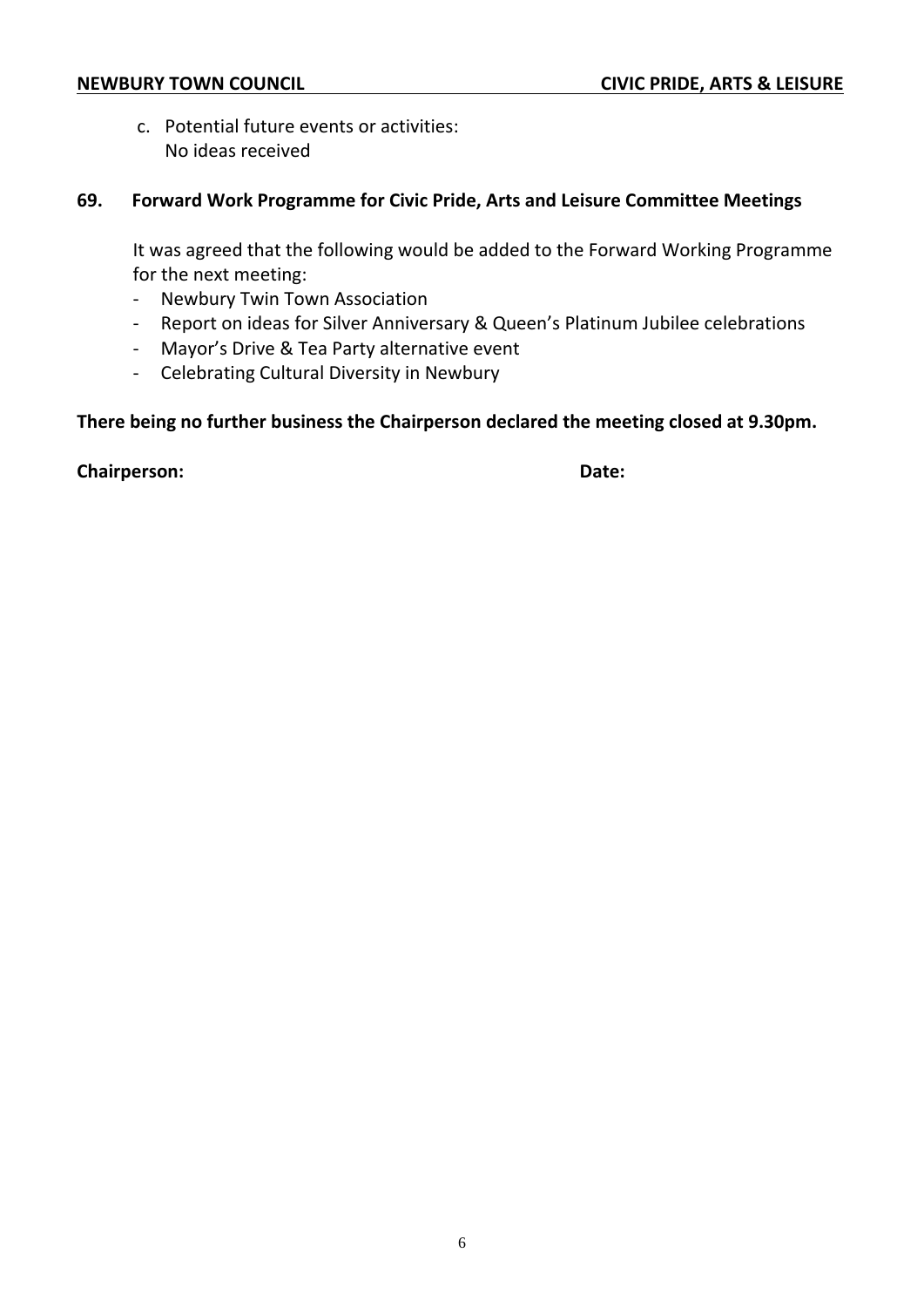c. Potential future events or activities:
   No ideas received

**69. Forward Work Programme for Civic Pride, Arts and Leisure Committee Meetings**

It was agreed that the following would be added to the Forward Working Programme for the next meeting:

- Newbury Twin Town Association
- Report on ideas for Silver Anniversary & Queen's Platinum Jubilee celebrations
- Mayor's Drive & Tea Party alternative event
- Celebrating Cultural Diversity in Newbury

**There being no further business the Chairperson declared the meeting closed at 9.30pm.**

**Chairperson:** **Date:**